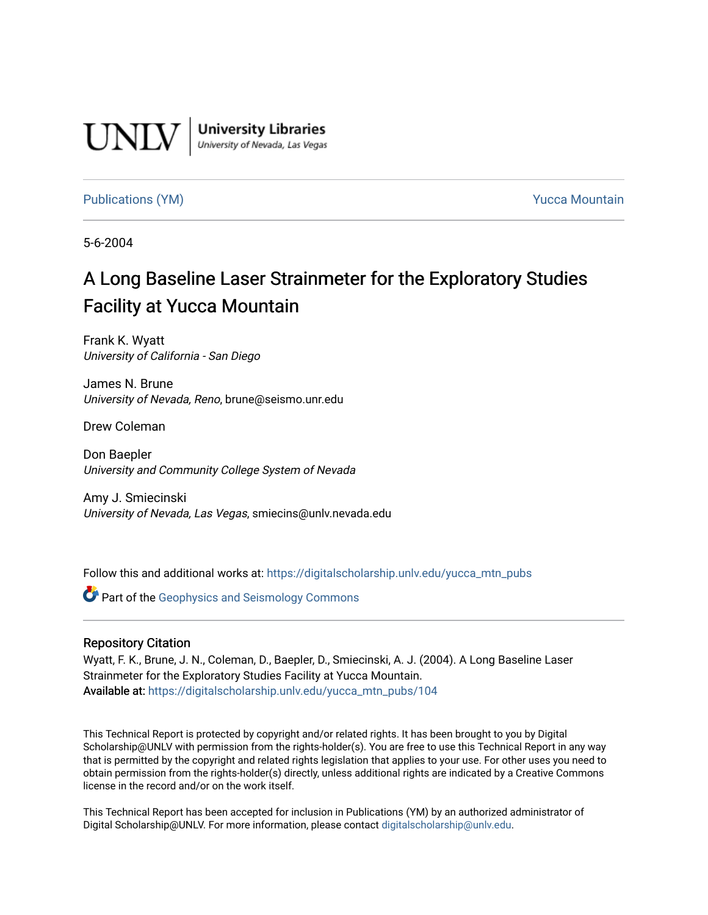UNLV | University Libraries
University of Nevada, Las Vegas

Publications (YM) Yucca Mountain

5-6-2004

# A Long Baseline Laser Strainmeter for the Exploratory Studies Facility at Yucca Mountain

Frank K. Wyatt
*University of California - San Diego*

James N. Brune
*University of Nevada, Reno*, brune@seismo.unr.edu

Drew Coleman

Don Baepler
*University and Community College System of Nevada*

Amy J. Smiecinski
*University of Nevada, Las Vegas*, smiecins@unlv.nevada.edu

Follow this and additional works at: https://digitalscholarship.unlv.edu/yucca_mtn_pubs

Part of the Geophysics and Seismology Commons

## Repository Citation

Wyatt, F. K., Brune, J. N., Coleman, D., Baepler, D., Smiecinski, A. J. (2004). A Long Baseline Laser Strainmeter for the Exploratory Studies Facility at Yucca Mountain.
**Available at:** https://digitalscholarship.unlv.edu/yucca_mtn_pubs/104

This Technical Report is protected by copyright and/or related rights. It has been brought to you by Digital Scholarship@UNLV with permission from the rights-holder(s). You are free to use this Technical Report in any way that is permitted by the copyright and related rights legislation that applies to your use. For other uses you need to obtain permission from the rights-holder(s) directly, unless additional rights are indicated by a Creative Commons license in the record and/or on the work itself.

This Technical Report has been accepted for inclusion in Publications (YM) by an authorized administrator of Digital Scholarship@UNLV. For more information, please contact digitalscholarship@unlv.edu.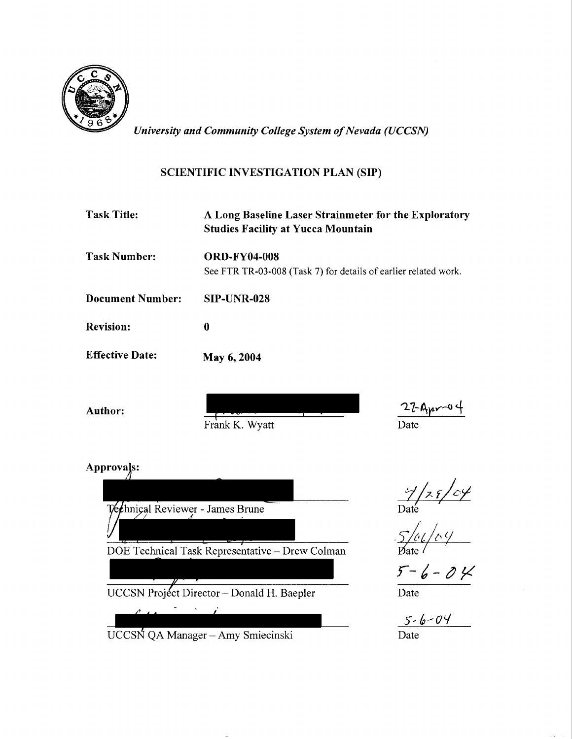*University and Community College System of Nevada (UCCSN)*

## SCIENTIFIC INVESTIGATION PLAN (SIP)

| | |
|---|---|
| **Task Title:** | **A Long Baseline Laser Strainmeter for the Exploratory Studies Facility at Yucca Mountain** |
| **Task Number:** | **ORD-FY04-008** <br> See FTR TR-03-008 (Task 7) for details of earlier related work. |
| **Document Number:** | **SIP-UNR-028** |
| **Revision:** | **0** |
| **Effective Date:** | **May 6, 2004** |

**Author:**

Frank K. Wyatt — Date: 27-Apr-04

**Approvals:**

Technical Reviewer - James Brune — Date: 4/28/04

DOE Technical Task Representative – Drew Colman — Date: 5/06/04

UCCSN Project Director – Donald H. Baepler — Date: 5-6-04

UCCSN QA Manager – Amy Smiecinski — Date: 5-6-04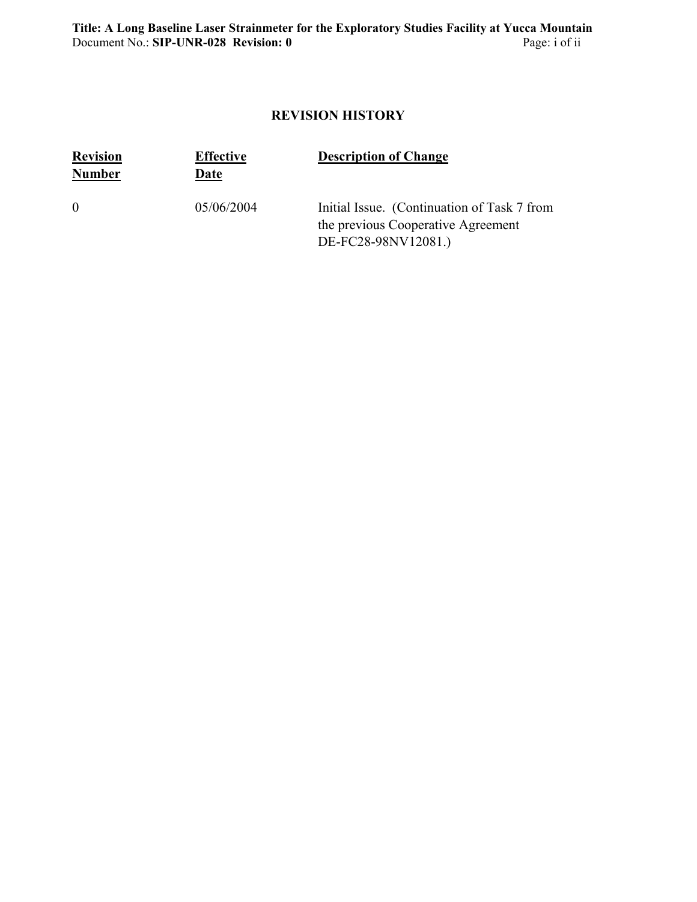## REVISION HISTORY

| Revision Number | Effective Date | Description of Change |
|---|---|---|
| 0 | 05/06/2004 | Initial Issue. (Continuation of Task 7 from the previous Cooperative Agreement DE-FC28-98NV12081.) |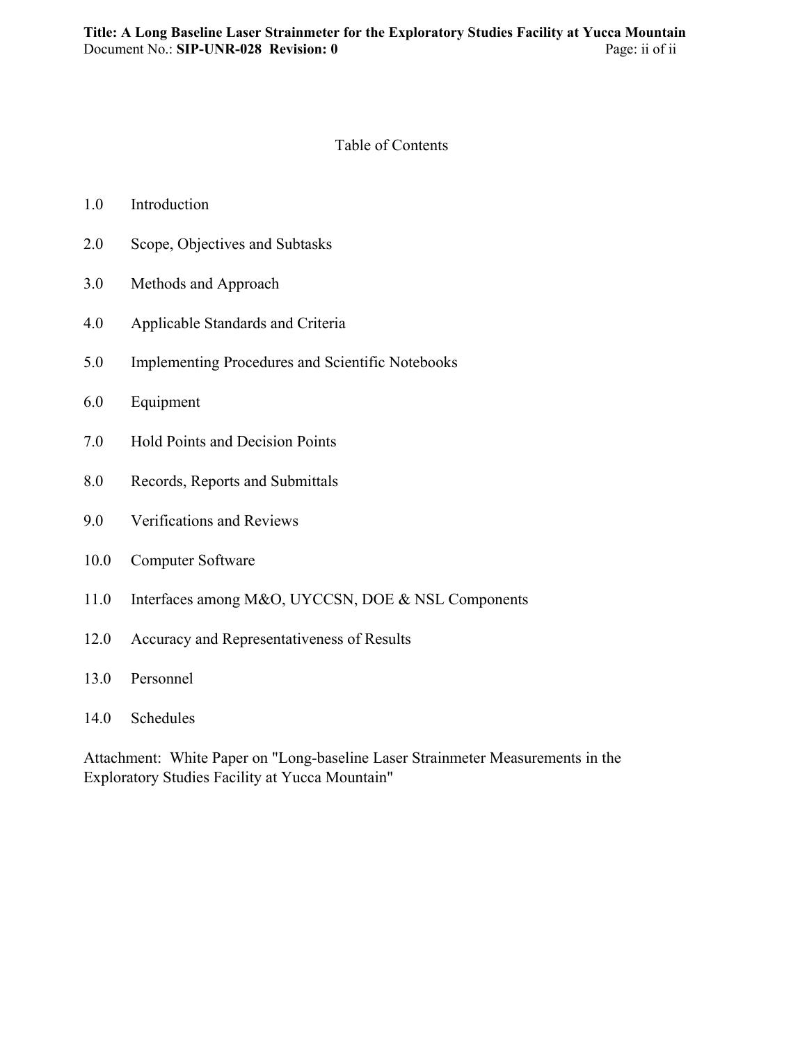# Table of Contents

1.0 Introduction

2.0 Scope, Objectives and Subtasks

3.0 Methods and Approach

4.0 Applicable Standards and Criteria

5.0 Implementing Procedures and Scientific Notebooks

6.0 Equipment

7.0 Hold Points and Decision Points

8.0 Records, Reports and Submittals

9.0 Verifications and Reviews

10.0 Computer Software

11.0 Interfaces among M&O, UYCCSN, DOE & NSL Components

12.0 Accuracy and Representativeness of Results

13.0 Personnel

14.0 Schedules

Attachment: White Paper on "Long-baseline Laser Strainmeter Measurements in the Exploratory Studies Facility at Yucca Mountain"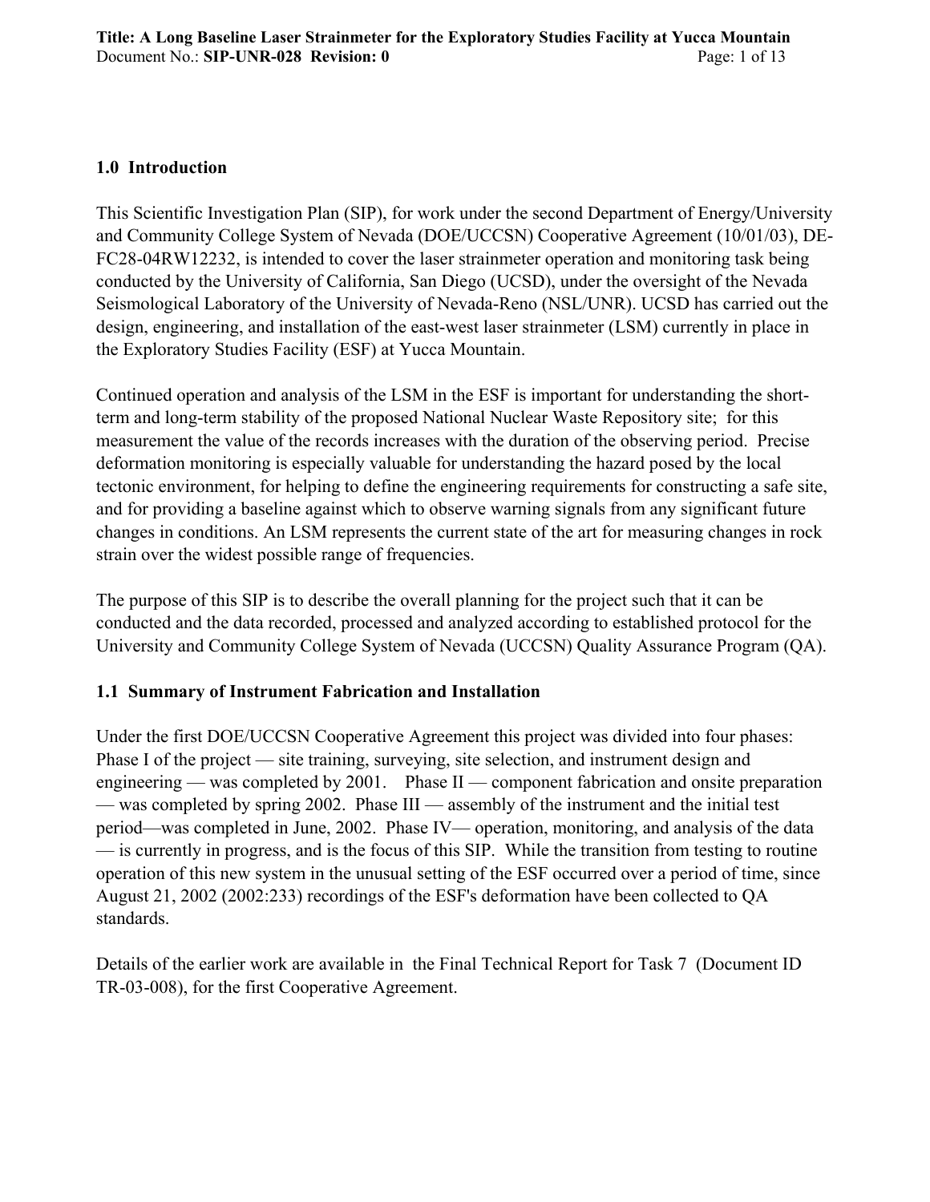## 1.0 Introduction

This Scientific Investigation Plan (SIP), for work under the second Department of Energy/University and Community College System of Nevada (DOE/UCCSN) Cooperative Agreement (10/01/03), DE-FC28-04RW12232, is intended to cover the laser strainmeter operation and monitoring task being conducted by the University of California, San Diego (UCSD), under the oversight of the Nevada Seismological Laboratory of the University of Nevada-Reno (NSL/UNR). UCSD has carried out the design, engineering, and installation of the east-west laser strainmeter (LSM) currently in place in the Exploratory Studies Facility (ESF) at Yucca Mountain.

Continued operation and analysis of the LSM in the ESF is important for understanding the short-term and long-term stability of the proposed National Nuclear Waste Repository site; for this measurement the value of the records increases with the duration of the observing period. Precise deformation monitoring is especially valuable for understanding the hazard posed by the local tectonic environment, for helping to define the engineering requirements for constructing a safe site, and for providing a baseline against which to observe warning signals from any significant future changes in conditions. An LSM represents the current state of the art for measuring changes in rock strain over the widest possible range of frequencies.

The purpose of this SIP is to describe the overall planning for the project such that it can be conducted and the data recorded, processed and analyzed according to established protocol for the University and Community College System of Nevada (UCCSN) Quality Assurance Program (QA).

### 1.1 Summary of Instrument Fabrication and Installation

Under the first DOE/UCCSN Cooperative Agreement this project was divided into four phases: Phase I of the project — site training, surveying, site selection, and instrument design and engineering — was completed by 2001. Phase II — component fabrication and onsite preparation — was completed by spring 2002. Phase III — assembly of the instrument and the initial test period—was completed in June, 2002. Phase IV— operation, monitoring, and analysis of the data — is currently in progress, and is the focus of this SIP. While the transition from testing to routine operation of this new system in the unusual setting of the ESF occurred over a period of time, since August 21, 2002 (2002:233) recordings of the ESF's deformation have been collected to QA standards.

Details of the earlier work are available in the Final Technical Report for Task 7 (Document ID TR-03-008), for the first Cooperative Agreement.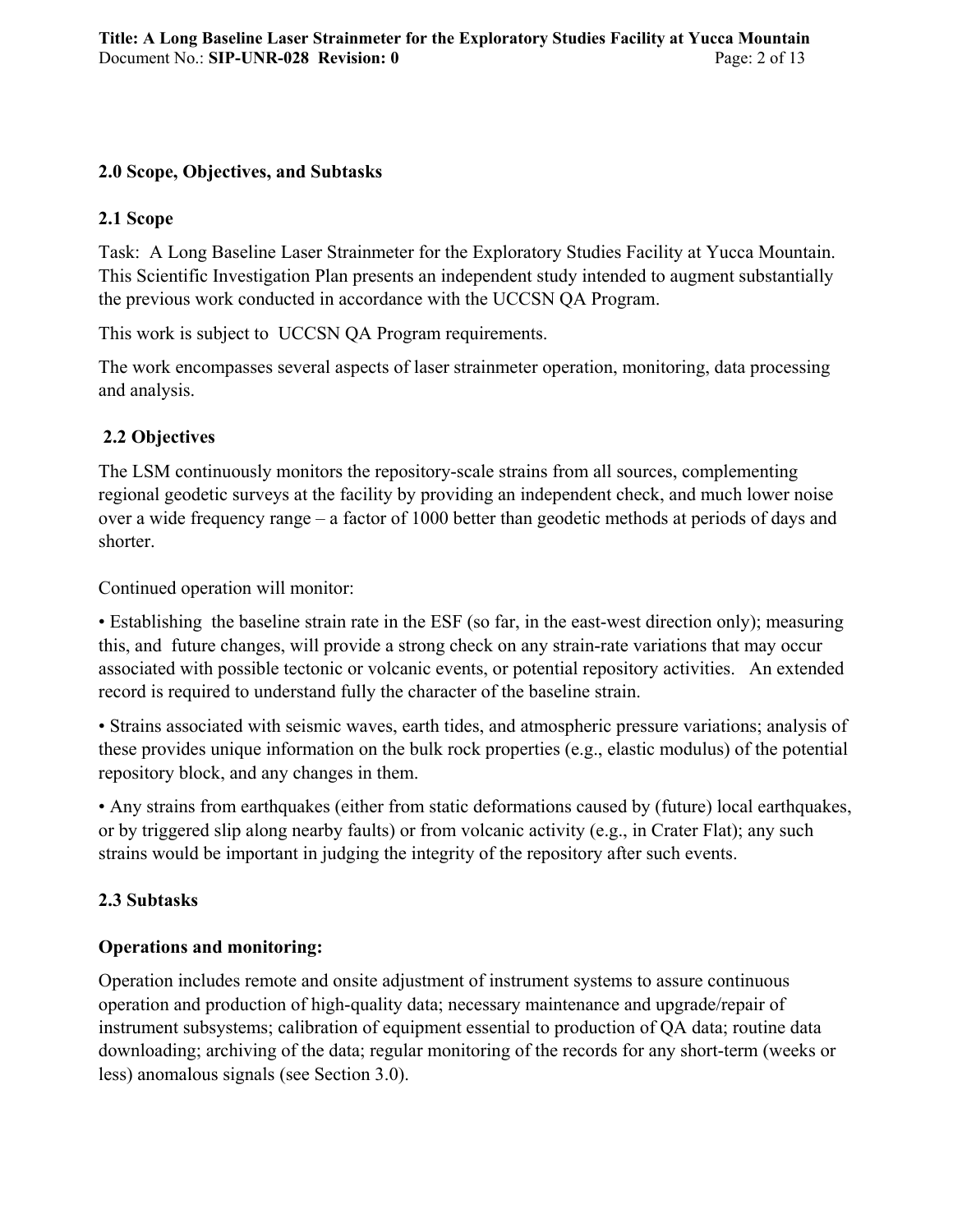## 2.0 Scope, Objectives, and Subtasks

### 2.1 Scope

Task: A Long Baseline Laser Strainmeter for the Exploratory Studies Facility at Yucca Mountain. This Scientific Investigation Plan presents an independent study intended to augment substantially the previous work conducted in accordance with the UCCSN QA Program.

This work is subject to UCCSN QA Program requirements.

The work encompasses several aspects of laser strainmeter operation, monitoring, data processing and analysis.

### 2.2 Objectives

The LSM continuously monitors the repository-scale strains from all sources, complementing regional geodetic surveys at the facility by providing an independent check, and much lower noise over a wide frequency range – a factor of 1000 better than geodetic methods at periods of days and shorter.

Continued operation will monitor:

- Establishing the baseline strain rate in the ESF (so far, in the east-west direction only); measuring this, and future changes, will provide a strong check on any strain-rate variations that may occur associated with possible tectonic or volcanic events, or potential repository activities. An extended record is required to understand fully the character of the baseline strain.
- Strains associated with seismic waves, earth tides, and atmospheric pressure variations; analysis of these provides unique information on the bulk rock properties (e.g., elastic modulus) of the potential repository block, and any changes in them.
- Any strains from earthquakes (either from static deformations caused by (future) local earthquakes, or by triggered slip along nearby faults) or from volcanic activity (e.g., in Crater Flat); any such strains would be important in judging the integrity of the repository after such events.

### 2.3 Subtasks

**Operations and monitoring:**

Operation includes remote and onsite adjustment of instrument systems to assure continuous operation and production of high-quality data; necessary maintenance and upgrade/repair of instrument subsystems; calibration of equipment essential to production of QA data; routine data downloading; archiving of the data; regular monitoring of the records for any short-term (weeks or less) anomalous signals (see Section 3.0).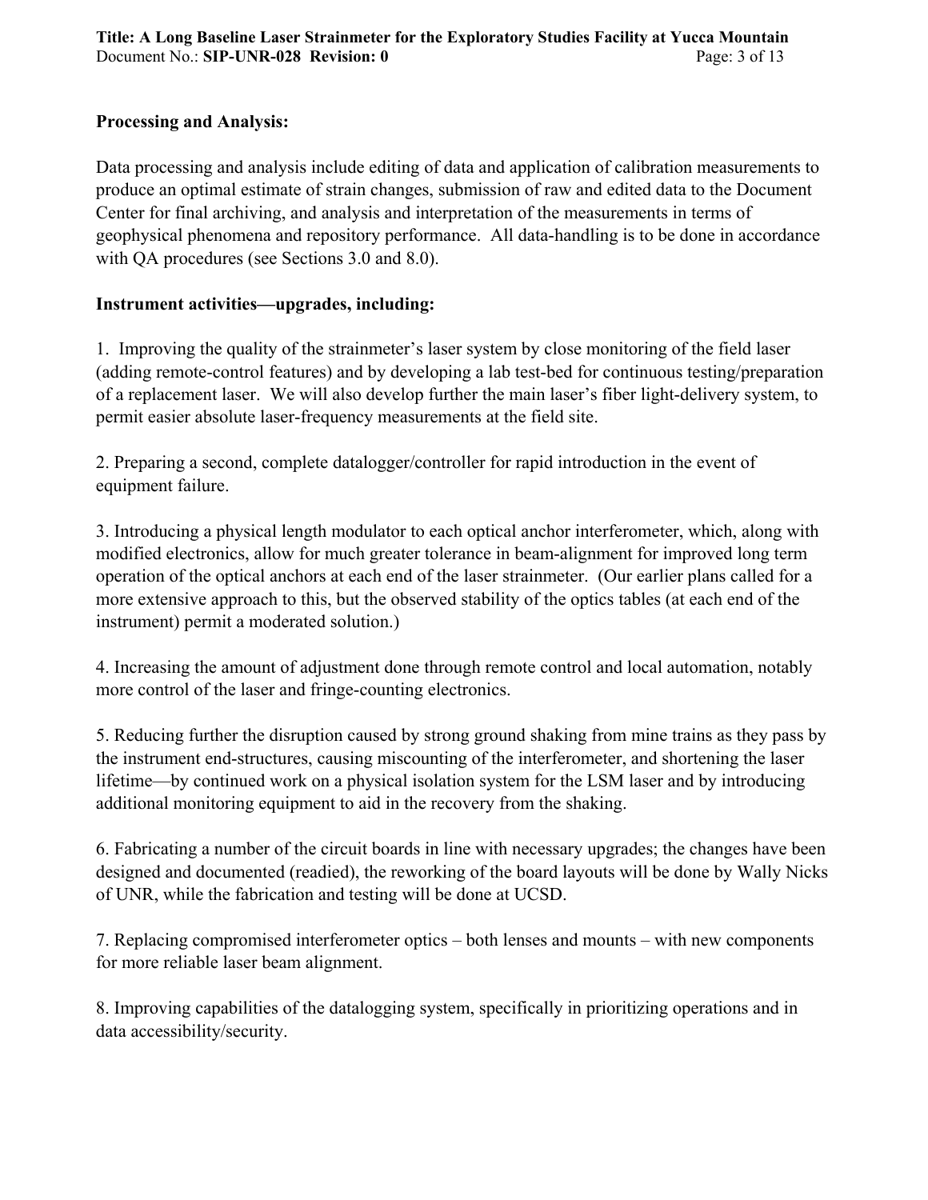**Processing and Analysis:**

Data processing and analysis include editing of data and application of calibration measurements to produce an optimal estimate of strain changes, submission of raw and edited data to the Document Center for final archiving, and analysis and interpretation of the measurements in terms of geophysical phenomena and repository performance. All data-handling is to be done in accordance with QA procedures (see Sections 3.0 and 8.0).

**Instrument activities—upgrades, including:**

1. Improving the quality of the strainmeter's laser system by close monitoring of the field laser (adding remote-control features) and by developing a lab test-bed for continuous testing/preparation of a replacement laser. We will also develop further the main laser's fiber light-delivery system, to permit easier absolute laser-frequency measurements at the field site.

2. Preparing a second, complete datalogger/controller for rapid introduction in the event of equipment failure.

3. Introducing a physical length modulator to each optical anchor interferometer, which, along with modified electronics, allow for much greater tolerance in beam-alignment for improved long term operation of the optical anchors at each end of the laser strainmeter. (Our earlier plans called for a more extensive approach to this, but the observed stability of the optics tables (at each end of the instrument) permit a moderated solution.)

4. Increasing the amount of adjustment done through remote control and local automation, notably more control of the laser and fringe-counting electronics.

5. Reducing further the disruption caused by strong ground shaking from mine trains as they pass by the instrument end-structures, causing miscounting of the interferometer, and shortening the laser lifetime—by continued work on a physical isolation system for the LSM laser and by introducing additional monitoring equipment to aid in the recovery from the shaking.

6. Fabricating a number of the circuit boards in line with necessary upgrades; the changes have been designed and documented (readied), the reworking of the board layouts will be done by Wally Nicks of UNR, while the fabrication and testing will be done at UCSD.

7. Replacing compromised interferometer optics – both lenses and mounts – with new components for more reliable laser beam alignment.

8. Improving capabilities of the datalogging system, specifically in prioritizing operations and in data accessibility/security.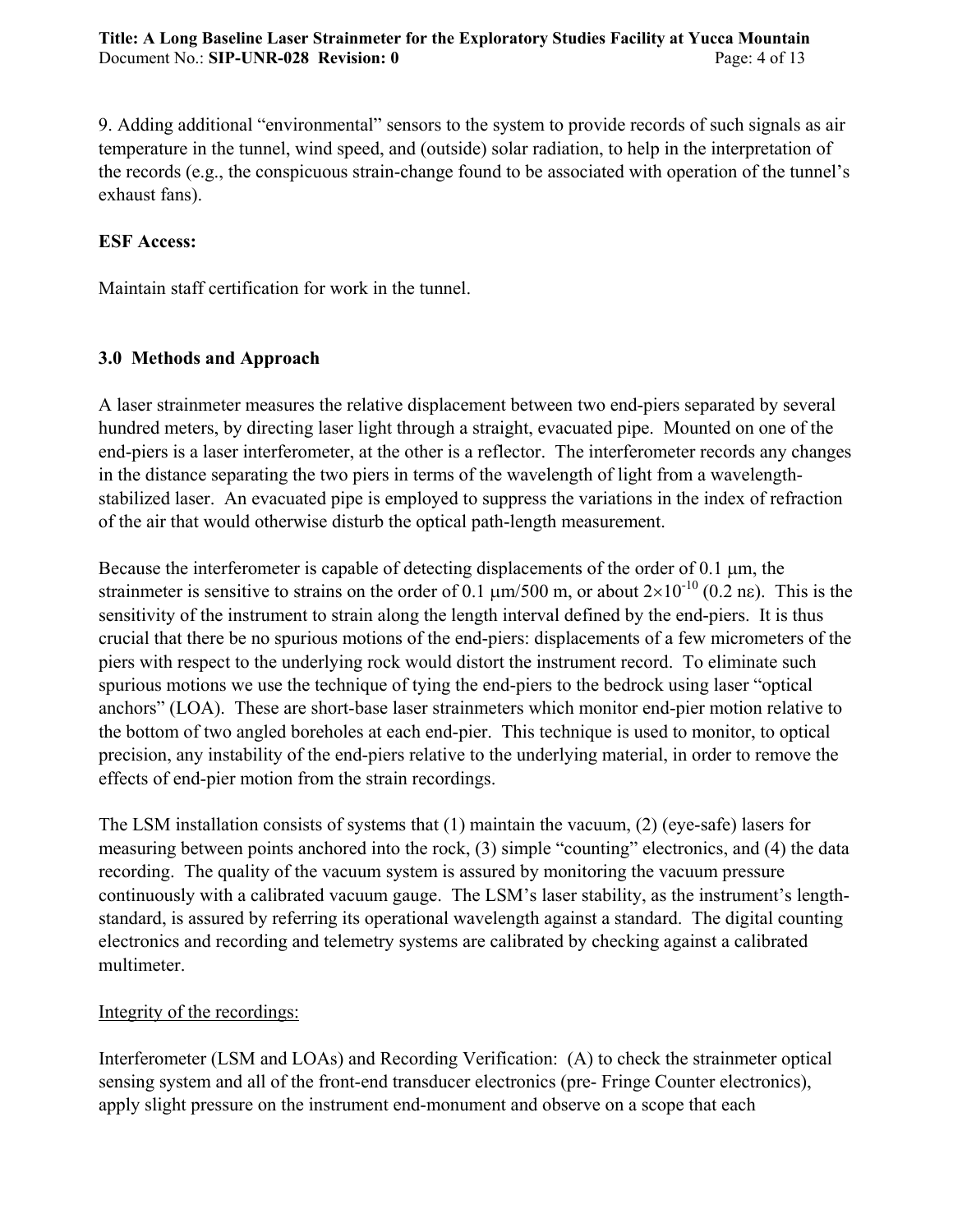9. Adding additional “environmental” sensors to the system to provide records of such signals as air temperature in the tunnel, wind speed, and (outside) solar radiation, to help in the interpretation of the records (e.g., the conspicuous strain-change found to be associated with operation of the tunnel’s exhaust fans).

**ESF Access:**

Maintain staff certification for work in the tunnel.

## 3.0 Methods and Approach

A laser strainmeter measures the relative displacement between two end-piers separated by several hundred meters, by directing laser light through a straight, evacuated pipe. Mounted on one of the end-piers is a laser interferometer, at the other is a reflector. The interferometer records any changes in the distance separating the two piers in terms of the wavelength of light from a wavelength-stabilized laser. An evacuated pipe is employed to suppress the variations in the index of refraction of the air that would otherwise disturb the optical path-length measurement.

Because the interferometer is capable of detecting displacements of the order of 0.1 μm, the strainmeter is sensitive to strains on the order of 0.1 μm/500 m, or about $2\times10^{-10}$ (0.2 nε). This is the sensitivity of the instrument to strain along the length interval defined by the end-piers. It is thus crucial that there be no spurious motions of the end-piers: displacements of a few micrometers of the piers with respect to the underlying rock would distort the instrument record. To eliminate such spurious motions we use the technique of tying the end-piers to the bedrock using laser “optical anchors” (LOA). These are short-base laser strainmeters which monitor end-pier motion relative to the bottom of two angled boreholes at each end-pier. This technique is used to monitor, to optical precision, any instability of the end-piers relative to the underlying material, in order to remove the effects of end-pier motion from the strain recordings.

The LSM installation consists of systems that (1) maintain the vacuum, (2) (eye-safe) lasers for measuring between points anchored into the rock, (3) simple “counting” electronics, and (4) the data recording. The quality of the vacuum system is assured by monitoring the vacuum pressure continuously with a calibrated vacuum gauge. The LSM’s laser stability, as the instrument’s length-standard, is assured by referring its operational wavelength against a standard. The digital counting electronics and recording and telemetry systems are calibrated by checking against a calibrated multimeter.

Integrity of the recordings:

Interferometer (LSM and LOAs) and Recording Verification: (A) to check the strainmeter optical sensing system and all of the front-end transducer electronics (pre- Fringe Counter electronics), apply slight pressure on the instrument end-monument and observe on a scope that each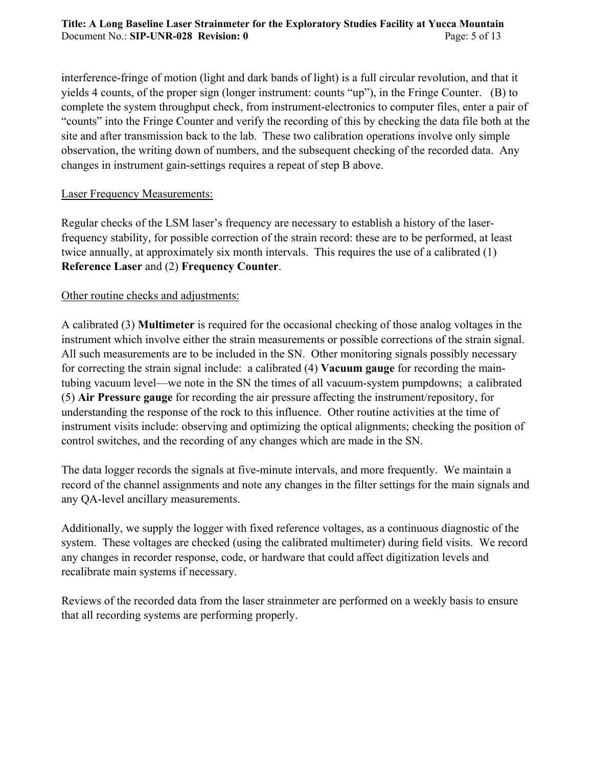interference-fringe of motion (light and dark bands of light) is a full circular revolution, and that it yields 4 counts, of the proper sign (longer instrument: counts "up"), in the Fringe Counter. (B) to complete the system throughput check, from instrument-electronics to computer files, enter a pair of "counts" into the Fringe Counter and verify the recording of this by checking the data file both at the site and after transmission back to the lab. These two calibration operations involve only simple observation, the writing down of numbers, and the subsequent checking of the recorded data. Any changes in instrument gain-settings requires a repeat of step B above.

Laser Frequency Measurements:

Regular checks of the LSM laser's frequency are necessary to establish a history of the laser-frequency stability, for possible correction of the strain record: these are to be performed, at least twice annually, at approximately six month intervals. This requires the use of a calibrated (1) **Reference Laser** and (2) **Frequency Counter**.

Other routine checks and adjustments:

A calibrated (3) **Multimeter** is required for the occasional checking of those analog voltages in the instrument which involve either the strain measurements or possible corrections of the strain signal. All such measurements are to be included in the SN. Other monitoring signals possibly necessary for correcting the strain signal include: a calibrated (4) **Vacuum gauge** for recording the main-tubing vacuum level—we note in the SN the times of all vacuum-system pumpdowns; a calibrated (5) **Air Pressure gauge** for recording the air pressure affecting the instrument/repository, for understanding the response of the rock to this influence. Other routine activities at the time of instrument visits include: observing and optimizing the optical alignments; checking the position of control switches, and the recording of any changes which are made in the SN.

The data logger records the signals at five-minute intervals, and more frequently. We maintain a record of the channel assignments and note any changes in the filter settings for the main signals and any QA-level ancillary measurements.

Additionally, we supply the logger with fixed reference voltages, as a continuous diagnostic of the system. These voltages are checked (using the calibrated multimeter) during field visits. We record any changes in recorder response, code, or hardware that could affect digitization levels and recalibrate main systems if necessary.

Reviews of the recorded data from the laser strainmeter are performed on a weekly basis to ensure that all recording systems are performing properly.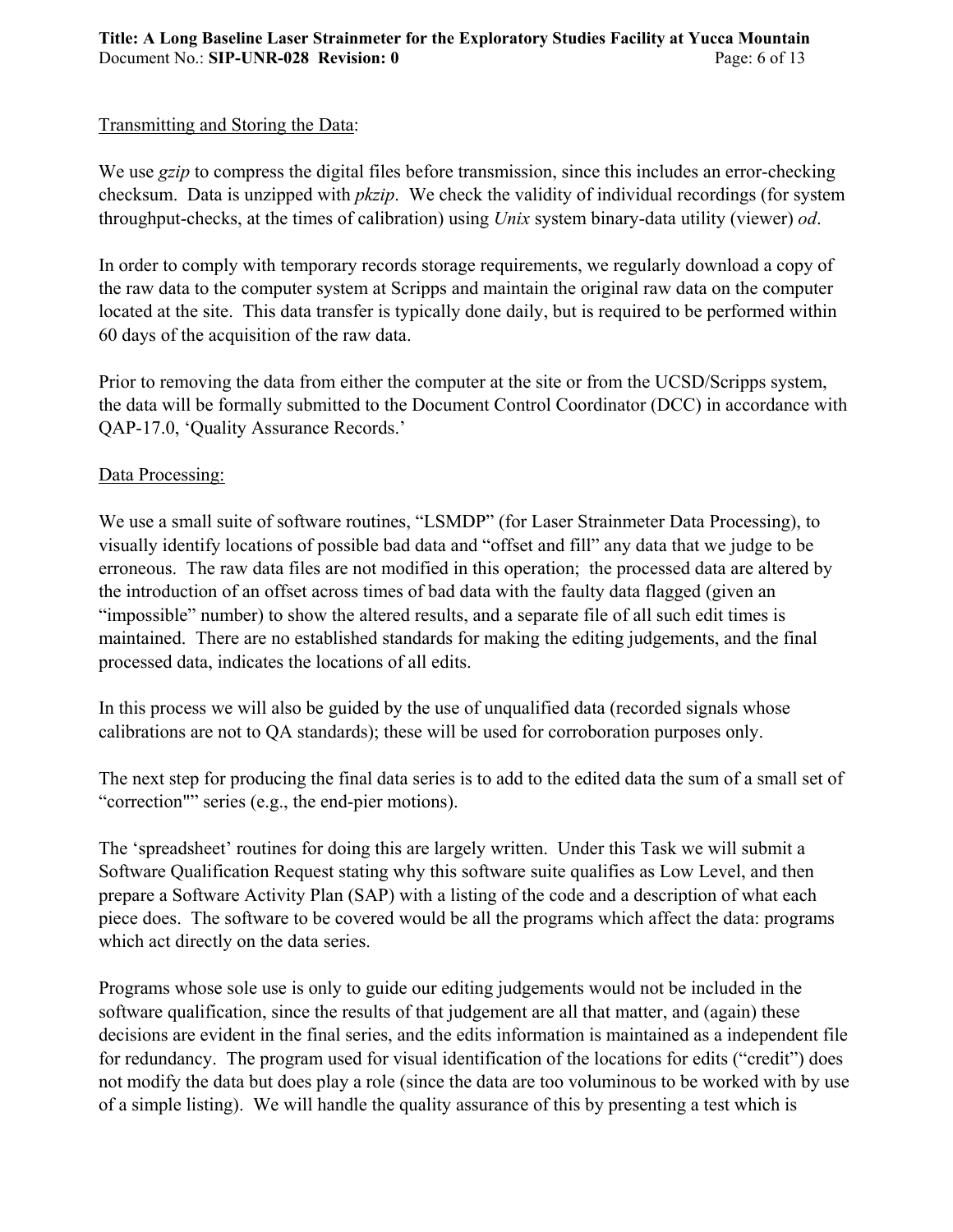Transmitting and Storing the Data:

We use *gzip* to compress the digital files before transmission, since this includes an error-checking checksum. Data is unzipped with *pkzip*. We check the validity of individual recordings (for system throughput-checks, at the times of calibration) using *Unix* system binary-data utility (viewer) *od*.

In order to comply with temporary records storage requirements, we regularly download a copy of the raw data to the computer system at Scripps and maintain the original raw data on the computer located at the site. This data transfer is typically done daily, but is required to be performed within 60 days of the acquisition of the raw data.

Prior to removing the data from either the computer at the site or from the UCSD/Scripps system, the data will be formally submitted to the Document Control Coordinator (DCC) in accordance with QAP-17.0, 'Quality Assurance Records.'

Data Processing:

We use a small suite of software routines, "LSMDP" (for Laser Strainmeter Data Processing), to visually identify locations of possible bad data and "offset and fill" any data that we judge to be erroneous. The raw data files are not modified in this operation; the processed data are altered by the introduction of an offset across times of bad data with the faulty data flagged (given an "impossible" number) to show the altered results, and a separate file of all such edit times is maintained. There are no established standards for making the editing judgements, and the final processed data, indicates the locations of all edits.

In this process we will also be guided by the use of unqualified data (recorded signals whose calibrations are not to QA standards); these will be used for corroboration purposes only.

The next step for producing the final data series is to add to the edited data the sum of a small set of "correction"" series (e.g., the end-pier motions).

The 'spreadsheet' routines for doing this are largely written. Under this Task we will submit a Software Qualification Request stating why this software suite qualifies as Low Level, and then prepare a Software Activity Plan (SAP) with a listing of the code and a description of what each piece does. The software to be covered would be all the programs which affect the data: programs which act directly on the data series.

Programs whose sole use is only to guide our editing judgements would not be included in the software qualification, since the results of that judgement are all that matter, and (again) these decisions are evident in the final series, and the edits information is maintained as a independent file for redundancy. The program used for visual identification of the locations for edits ("credit") does not modify the data but does play a role (since the data are too voluminous to be worked with by use of a simple listing). We will handle the quality assurance of this by presenting a test which is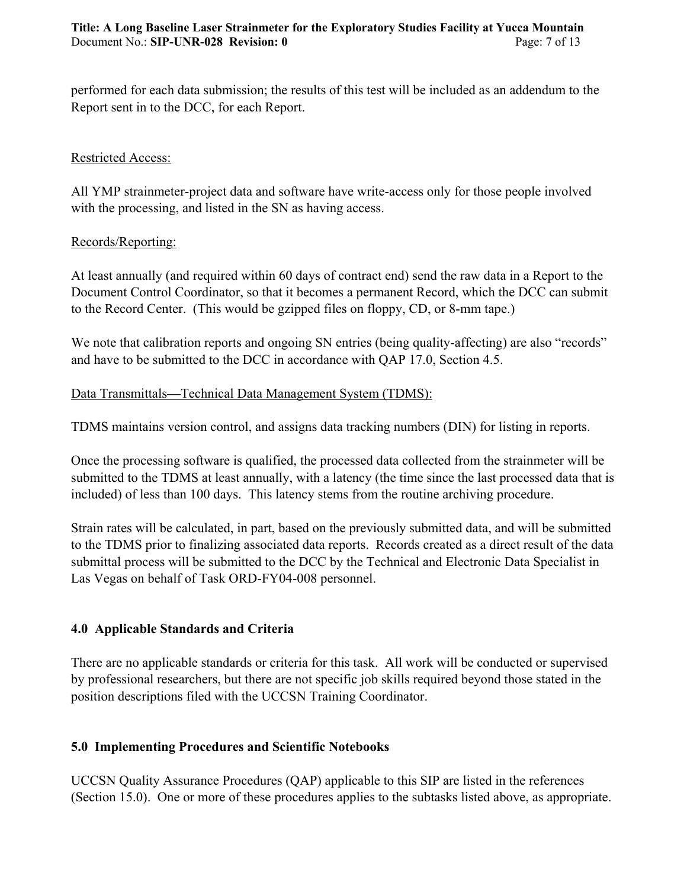performed for each data submission; the results of this test will be included as an addendum to the Report sent in to the DCC, for each Report.

Restricted Access:

All YMP strainmeter-project data and software have write-access only for those people involved with the processing, and listed in the SN as having access.

Records/Reporting:

At least annually (and required within 60 days of contract end) send the raw data in a Report to the Document Control Coordinator, so that it becomes a permanent Record, which the DCC can submit to the Record Center. (This would be gzipped files on floppy, CD, or 8-mm tape.)

We note that calibration reports and ongoing SN entries (being quality-affecting) are also "records" and have to be submitted to the DCC in accordance with QAP 17.0, Section 4.5.

Data Transmittals—Technical Data Management System (TDMS):

TDMS maintains version control, and assigns data tracking numbers (DIN) for listing in reports.

Once the processing software is qualified, the processed data collected from the strainmeter will be submitted to the TDMS at least annually, with a latency (the time since the last processed data that is included) of less than 100 days. This latency stems from the routine archiving procedure.

Strain rates will be calculated, in part, based on the previously submitted data, and will be submitted to the TDMS prior to finalizing associated data reports. Records created as a direct result of the data submittal process will be submitted to the DCC by the Technical and Electronic Data Specialist in Las Vegas on behalf of Task ORD-FY04-008 personnel.

## 4.0 Applicable Standards and Criteria

There are no applicable standards or criteria for this task. All work will be conducted or supervised by professional researchers, but there are not specific job skills required beyond those stated in the position descriptions filed with the UCCSN Training Coordinator.

## 5.0 Implementing Procedures and Scientific Notebooks

UCCSN Quality Assurance Procedures (QAP) applicable to this SIP are listed in the references (Section 15.0). One or more of these procedures applies to the subtasks listed above, as appropriate.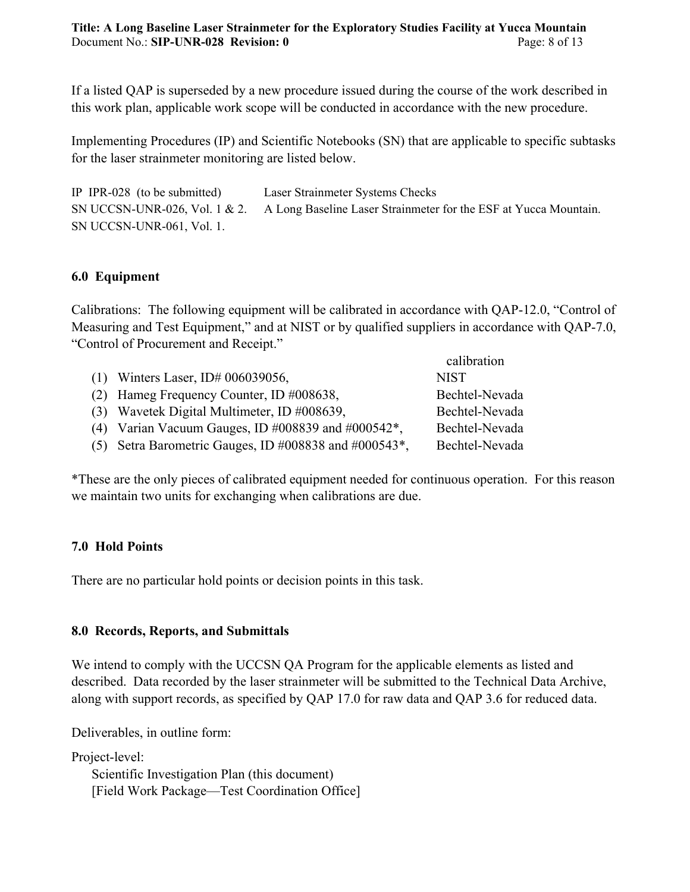If a listed QAP is superseded by a new procedure issued during the course of the work described in this work plan, applicable work scope will be conducted in accordance with the new procedure.

Implementing Procedures (IP) and Scientific Notebooks (SN) that are applicable to specific subtasks for the laser strainmeter monitoring are listed below.

| | |
|---|---|
| IP IPR-028 (to be submitted) | Laser Strainmeter Systems Checks |
| SN UCCSN-UNR-026, Vol. 1 & 2. | A Long Baseline Laser Strainmeter for the ESF at Yucca Mountain. |
| SN UCCSN-UNR-061, Vol. 1. | |

## 6.0 Equipment

Calibrations: The following equipment will be calibrated in accordance with QAP-12.0, "Control of Measuring and Test Equipment," and at NIST or by qualified suppliers in accordance with QAP-7.0, "Control of Procurement and Receipt."

| | | calibration |
|---|---|---|
| (1) | Winters Laser, ID# 006039056, | NIST |
| (2) | Hameg Frequency Counter, ID #008638, | Bechtel-Nevada |
| (3) | Wavetek Digital Multimeter, ID #008639, | Bechtel-Nevada |
| (4) | Varian Vacuum Gauges, ID #008839 and #000542*, | Bechtel-Nevada |
| (5) | Setra Barometric Gauges, ID #008838 and #000543*, | Bechtel-Nevada |

*These are the only pieces of calibrated equipment needed for continuous operation. For this reason we maintain two units for exchanging when calibrations are due.

## 7.0 Hold Points

There are no particular hold points or decision points in this task.

## 8.0 Records, Reports, and Submittals

We intend to comply with the UCCSN QA Program for the applicable elements as listed and described. Data recorded by the laser strainmeter will be submitted to the Technical Data Archive, along with support records, as specified by QAP 17.0 for raw data and QAP 3.6 for reduced data.

Deliverables, in outline form:

Project-level:

- Scientific Investigation Plan (this document)
- [Field Work Package—Test Coordination Office]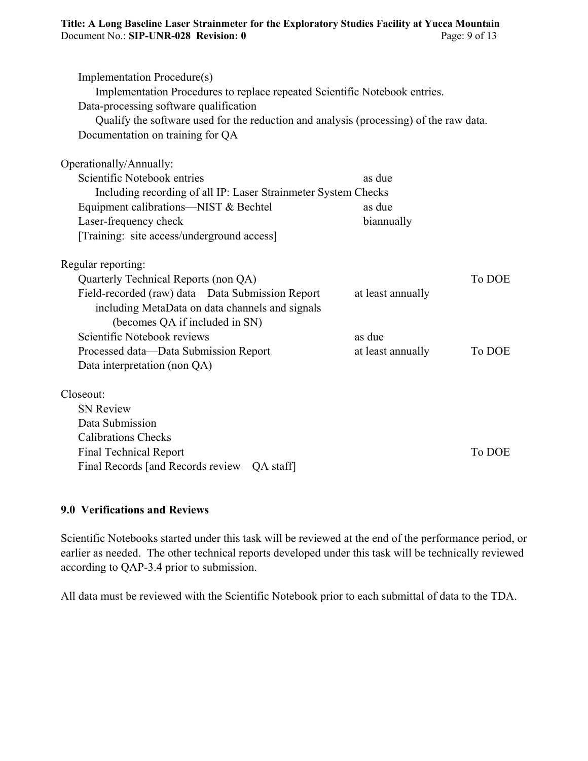Implementation Procedure(s)

- Implementation Procedures to replace repeated Scientific Notebook entries.

Data-processing software qualification

- Qualify the software used for the reduction and analysis (processing) of the raw data.

Documentation on training for QA

Operationally/Annually:

| Item | Frequency | |
|---|---|---|
| Scientific Notebook entries | as due | |
| Including recording of all IP: Laser Strainmeter System Checks | | |
| Equipment calibrations—NIST & Bechtel | as due | |
| Laser-frequency check | biannually | |
| [Training: site access/underground access] | | |

Regular reporting:

| Item | Frequency | Recipient |
|---|---|---|
| Quarterly Technical Reports (non QA) | | To DOE |
| Field-recorded (raw) data—Data Submission Report including MetaData on data channels and signals (becomes QA if included in SN) | at least annually | |
| Scientific Notebook reviews | as due | |
| Processed data—Data Submission Report | at least annually | To DOE |
| Data interpretation (non QA) | | |

Closeout:

| Item | Recipient |
|---|---|
| SN Review | |
| Data Submission | |
| Calibrations Checks | |
| Final Technical Report | To DOE |
| Final Records [and Records review—QA staff] | |

## 9.0 Verifications and Reviews

Scientific Notebooks started under this task will be reviewed at the end of the performance period, or earlier as needed. The other technical reports developed under this task will be technically reviewed according to QAP-3.4 prior to submission.

All data must be reviewed with the Scientific Notebook prior to each submittal of data to the TDA.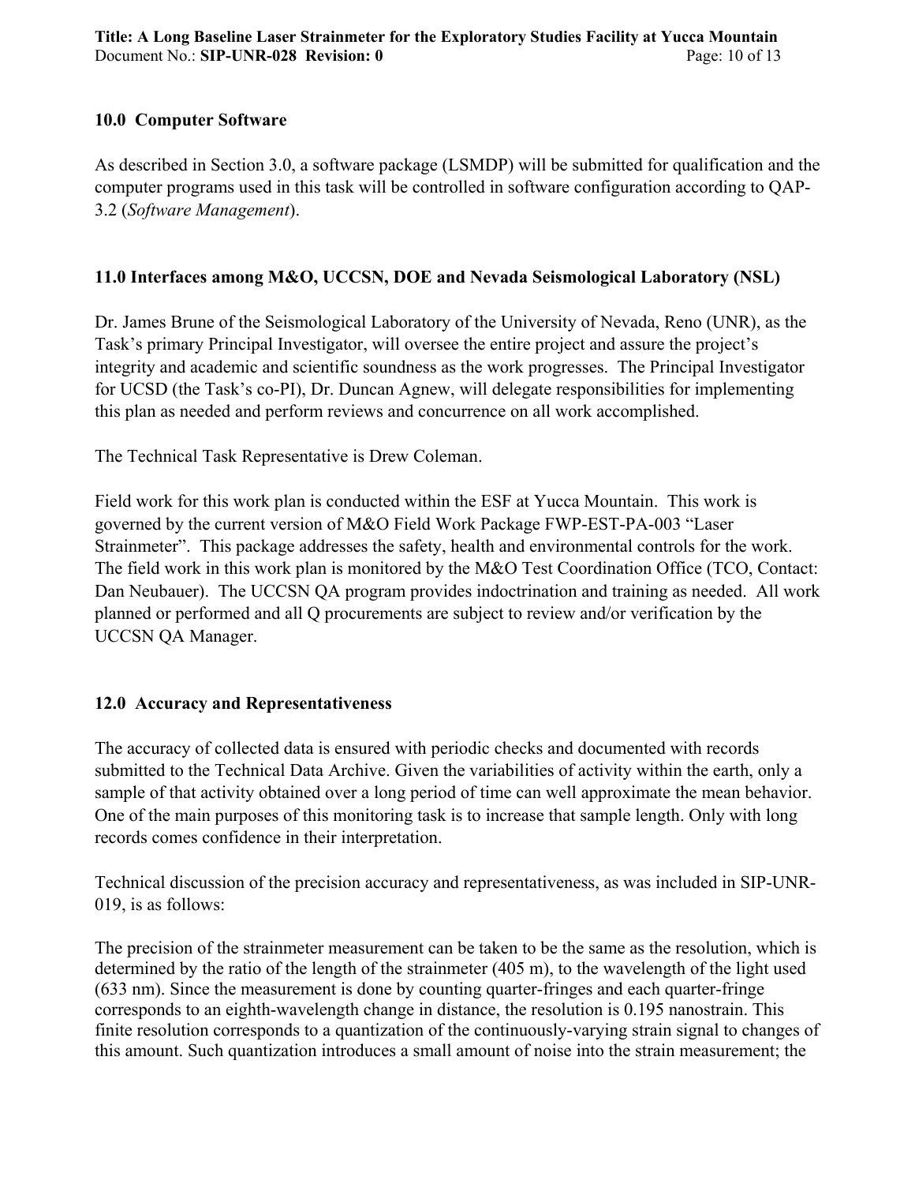## 10.0 Computer Software

As described in Section 3.0, a software package (LSMDP) will be submitted for qualification and the computer programs used in this task will be controlled in software configuration according to QAP-3.2 (*Software Management*).

## 11.0 Interfaces among M&O, UCCSN, DOE and Nevada Seismological Laboratory (NSL)

Dr. James Brune of the Seismological Laboratory of the University of Nevada, Reno (UNR), as the Task's primary Principal Investigator, will oversee the entire project and assure the project's integrity and academic and scientific soundness as the work progresses. The Principal Investigator for UCSD (the Task's co-PI), Dr. Duncan Agnew, will delegate responsibilities for implementing this plan as needed and perform reviews and concurrence on all work accomplished.

The Technical Task Representative is Drew Coleman.

Field work for this work plan is conducted within the ESF at Yucca Mountain. This work is governed by the current version of M&O Field Work Package FWP-EST-PA-003 "Laser Strainmeter". This package addresses the safety, health and environmental controls for the work. The field work in this work plan is monitored by the M&O Test Coordination Office (TCO, Contact: Dan Neubauer). The UCCSN QA program provides indoctrination and training as needed. All work planned or performed and all Q procurements are subject to review and/or verification by the UCCSN QA Manager.

## 12.0 Accuracy and Representativeness

The accuracy of collected data is ensured with periodic checks and documented with records submitted to the Technical Data Archive. Given the variabilities of activity within the earth, only a sample of that activity obtained over a long period of time can well approximate the mean behavior. One of the main purposes of this monitoring task is to increase that sample length. Only with long records comes confidence in their interpretation.

Technical discussion of the precision accuracy and representativeness, as was included in SIP-UNR-019, is as follows:

The precision of the strainmeter measurement can be taken to be the same as the resolution, which is determined by the ratio of the length of the strainmeter (405 m), to the wavelength of the light used (633 nm). Since the measurement is done by counting quarter-fringes and each quarter-fringe corresponds to an eighth-wavelength change in distance, the resolution is 0.195 nanostrain. This finite resolution corresponds to a quantization of the continuously-varying strain signal to changes of this amount. Such quantization introduces a small amount of noise into the strain measurement; the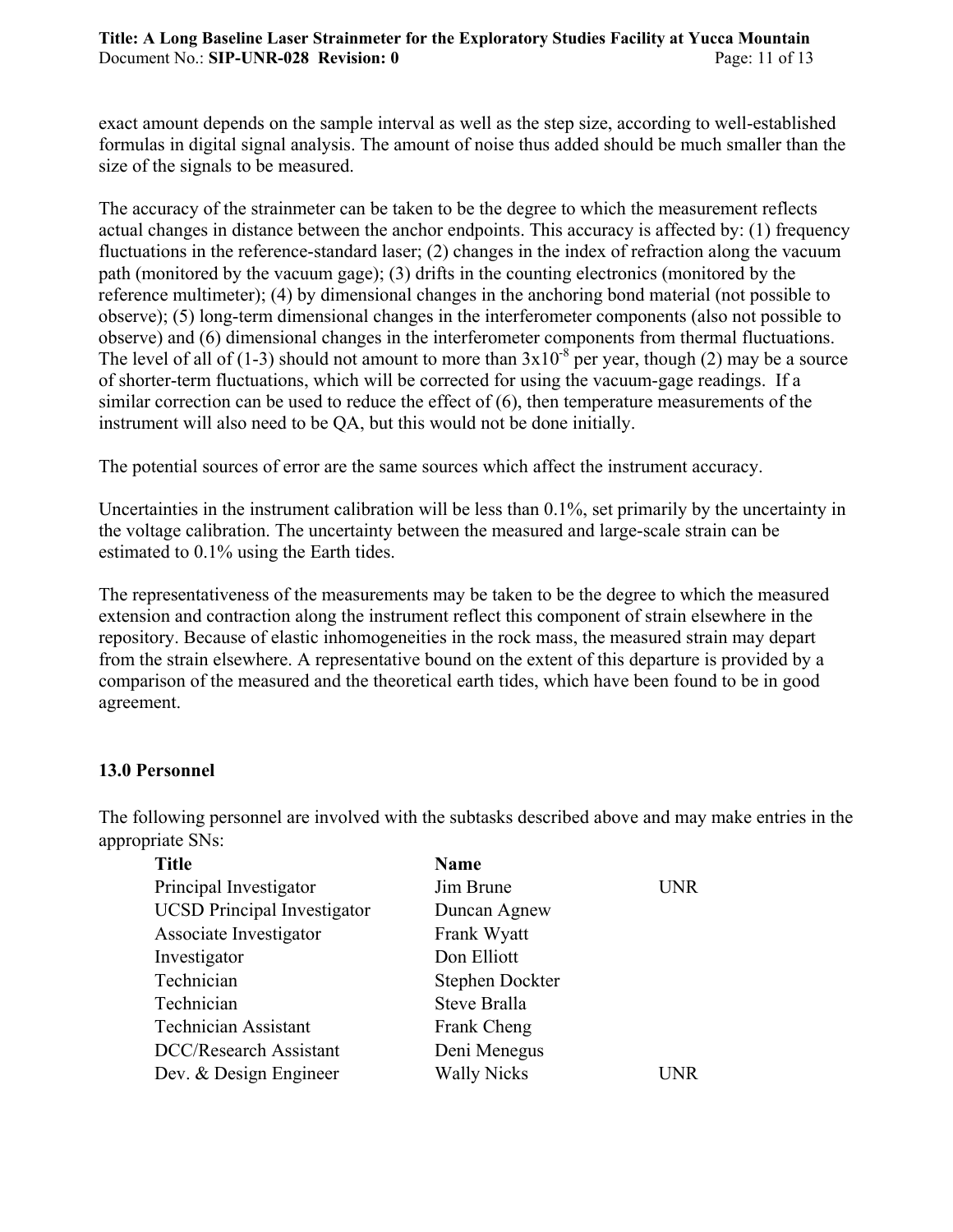exact amount depends on the sample interval as well as the step size, according to well-established formulas in digital signal analysis. The amount of noise thus added should be much smaller than the size of the signals to be measured.

The accuracy of the strainmeter can be taken to be the degree to which the measurement reflects actual changes in distance between the anchor endpoints. This accuracy is affected by: (1) frequency fluctuations in the reference-standard laser; (2) changes in the index of refraction along the vacuum path (monitored by the vacuum gage); (3) drifts in the counting electronics (monitored by the reference multimeter); (4) by dimensional changes in the anchoring bond material (not possible to observe); (5) long-term dimensional changes in the interferometer components (also not possible to observe) and (6) dimensional changes in the interferometer components from thermal fluctuations. The level of all of (1-3) should not amount to more than $3 \times 10^{-8}$ per year, though (2) may be a source of shorter-term fluctuations, which will be corrected for using the vacuum-gage readings. If a similar correction can be used to reduce the effect of (6), then temperature measurements of the instrument will also need to be QA, but this would not be done initially.

The potential sources of error are the same sources which affect the instrument accuracy.

Uncertainties in the instrument calibration will be less than 0.1%, set primarily by the uncertainty in the voltage calibration. The uncertainty between the measured and large-scale strain can be estimated to 0.1% using the Earth tides.

The representativeness of the measurements may be taken to be the degree to which the measured extension and contraction along the instrument reflect this component of strain elsewhere in the repository. Because of elastic inhomogeneities in the rock mass, the measured strain may depart from the strain elsewhere. A representative bound on the extent of this departure is provided by a comparison of the measured and the theoretical earth tides, which have been found to be in good agreement.

## 13.0 Personnel

The following personnel are involved with the subtasks described above and may make entries in the appropriate SNs:

| Title | Name | |
|---|---|---|
| Principal Investigator | Jim Brune | UNR |
| UCSD Principal Investigator | Duncan Agnew | |
| Associate Investigator | Frank Wyatt | |
| Investigator | Don Elliott | |
| Technician | Stephen Dockter | |
| Technician | Steve Bralla | |
| Technician Assistant | Frank Cheng | |
| DCC/Research Assistant | Deni Menegus | |
| Dev. & Design Engineer | Wally Nicks | UNR |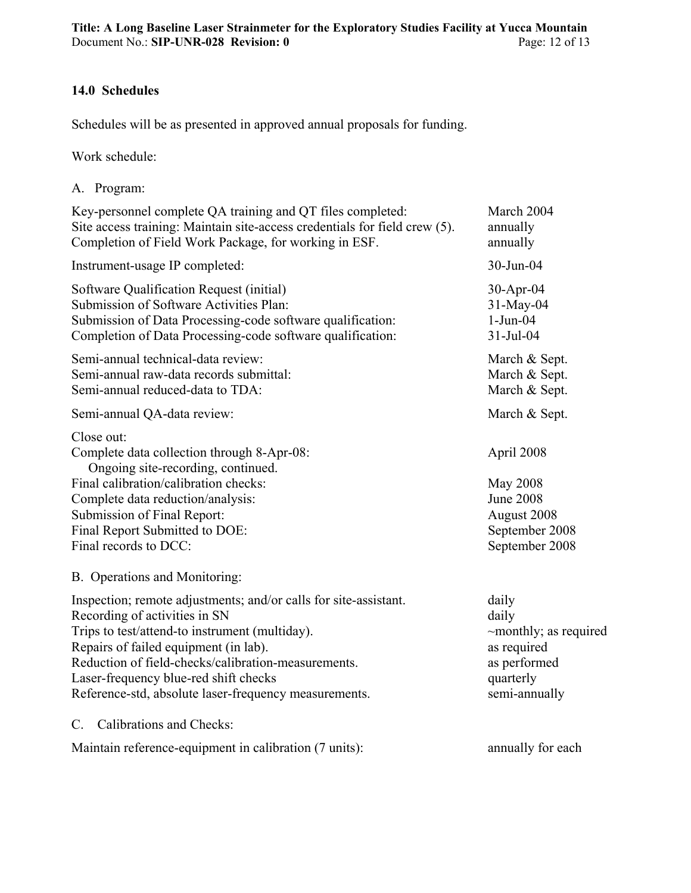## 14.0 Schedules

Schedules will be as presented in approved annual proposals for funding.

Work schedule:

A. Program:

| | |
|---|---|
| Key-personnel complete QA training and QT files completed: | March 2004 |
| Site access training: Maintain site-access credentials for field crew (5). | annually |
| Completion of Field Work Package, for working in ESF. | annually |
| Instrument-usage IP completed: | 30-Jun-04 |
| Software Qualification Request (initial) | 30-Apr-04 |
| Submission of Software Activities Plan: | 31-May-04 |
| Submission of Data Processing-code software qualification: | 1-Jun-04 |
| Completion of Data Processing-code software qualification: | 31-Jul-04 |
| Semi-annual technical-data review: | March & Sept. |
| Semi-annual raw-data records submittal: | March & Sept. |
| Semi-annual reduced-data to TDA: | March & Sept. |
| Semi-annual QA-data review: | March & Sept. |
| Close out: | |
| Complete data collection through 8-Apr-08: Ongoing site-recording, continued. | April 2008 |
| Final calibration/calibration checks: | May 2008 |
| Complete data reduction/analysis: | June 2008 |
| Submission of Final Report: | August 2008 |
| Final Report Submitted to DOE: | September 2008 |
| Final records to DCC: | September 2008 |

B. Operations and Monitoring:

| | |
|---|---|
| Inspection; remote adjustments; and/or calls for site-assistant. | daily |
| Recording of activities in SN | daily |
| Trips to test/attend-to instrument (multiday). | ~monthly; as required |
| Repairs of failed equipment (in lab). | as required |
| Reduction of field-checks/calibration-measurements. | as performed |
| Laser-frequency blue-red shift checks | quarterly |
| Reference-std, absolute laser-frequency measurements. | semi-annually |

C. Calibrations and Checks:

| | |
|---|---|
| Maintain reference-equipment in calibration (7 units): | annually for each |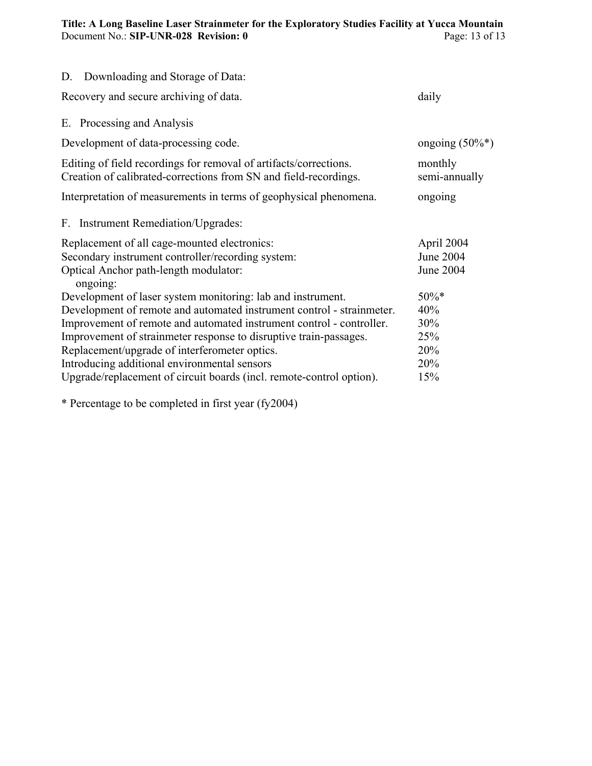D. Downloading and Storage of Data:

| | |
|---|---|
| Recovery and secure archiving of data. | daily |

E. Processing and Analysis

| | |
|---|---|
| Development of data-processing code. | ongoing (50%*) |
| Editing of field recordings for removal of artifacts/corrections. | monthly |
| Creation of calibrated-corrections from SN and field-recordings. | semi-annually |
| Interpretation of measurements in terms of geophysical phenomena. | ongoing |

F. Instrument Remediation/Upgrades:

| | |
|---|---|
| Replacement of all cage-mounted electronics: | April 2004 |
| Secondary instrument controller/recording system: | June 2004 |
| Optical Anchor path-length modulator: | June 2004 |
| ongoing: | |
| Development of laser system monitoring: lab and instrument. | 50%* |
| Development of remote and automated instrument control - strainmeter. | 40% |
| Improvement of remote and automated instrument control - controller. | 30% |
| Improvement of strainmeter response to disruptive train-passages. | 25% |
| Replacement/upgrade of interferometer optics. | 20% |
| Introducing additional environmental sensors | 20% |
| Upgrade/replacement of circuit boards (incl. remote-control option). | 15% |

* Percentage to be completed in first year (fy2004)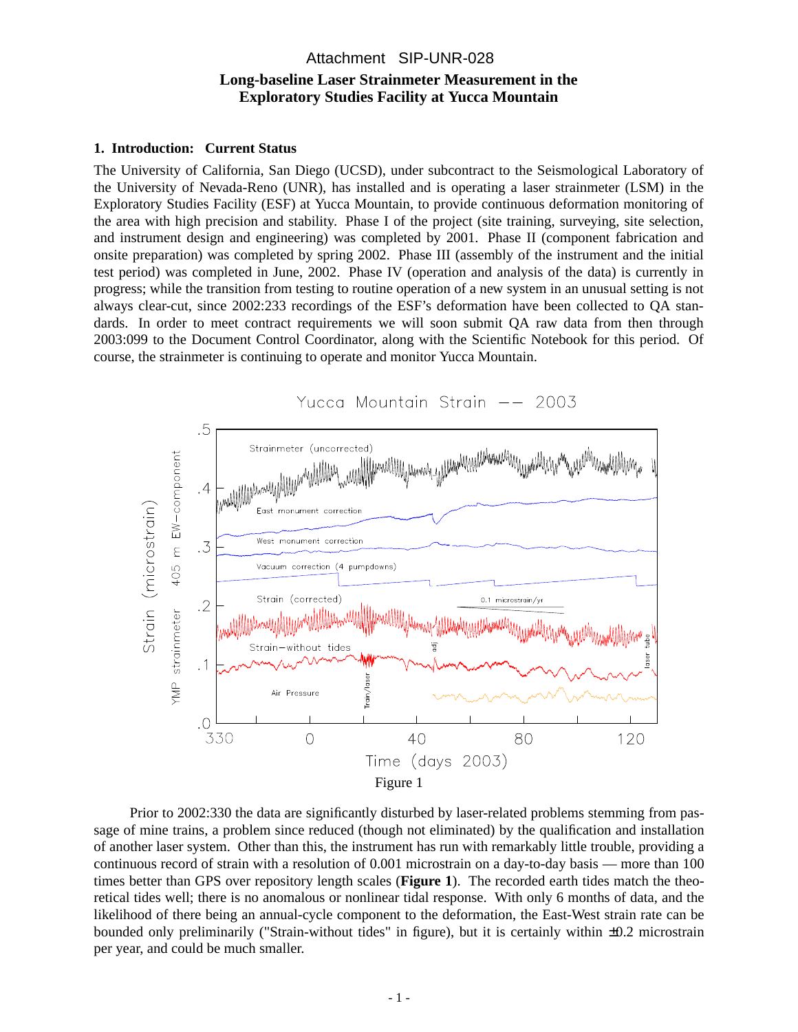Attachment SIP-UNR-028

# Long-baseline Laser Strainmeter Measurement in the Exploratory Studies Facility at Yucca Mountain

## 1. Introduction: Current Status

The University of California, San Diego (UCSD), under subcontract to the Seismological Laboratory of the University of Nevada-Reno (UNR), has installed and is operating a laser strainmeter (LSM) in the Exploratory Studies Facility (ESF) at Yucca Mountain, to provide continuous deformation monitoring of the area with high precision and stability. Phase I of the project (site training, surveying, site selection, and instrument design and engineering) was completed by 2001. Phase II (component fabrication and onsite preparation) was completed by spring 2002. Phase III (assembly of the instrument and the initial test period) was completed in June, 2002. Phase IV (operation and analysis of the data) is currently in progress; while the transition from testing to routine operation of a new system in an unusual setting is not always clear-cut, since 2002:233 recordings of the ESF's deformation have been collected to QA standards. In order to meet contract requirements we will soon submit QA raw data from then through 2003:099 to the Document Control Coordinator, along with the Scientific Notebook for this period. Of course, the strainmeter is continuing to operate and monitor Yucca Mountain.

Figure 1

Prior to 2002:330 the data are significantly disturbed by laser-related problems stemming from passage of mine trains, a problem since reduced (though not eliminated) by the qualification and installation of another laser system. Other than this, the instrument has run with remarkably little trouble, providing a continuous record of strain with a resolution of 0.001 microstrain on a day-to-day basis — more than 100 times better than GPS over repository length scales (**Figure 1**). The recorded earth tides match the theoretical tides well; there is no anomalous or nonlinear tidal response. With only 6 months of data, and the likelihood of there being an annual-cycle component to the deformation, the East-West strain rate can be bounded only preliminarily ("Strain-without tides" in figure), but it is certainly within ±0.2 microstrain per year, and could be much smaller.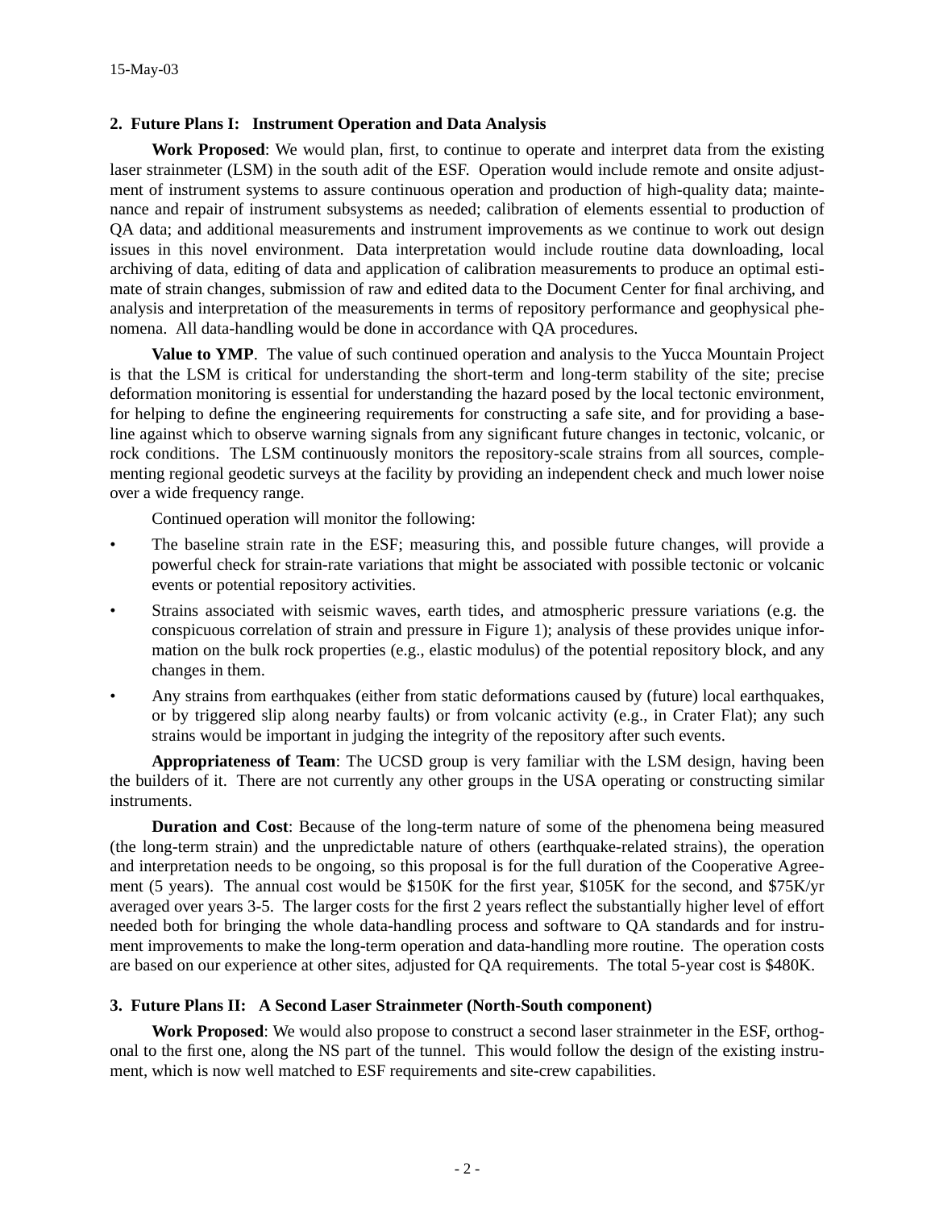## 2. Future Plans I: Instrument Operation and Data Analysis

**Work Proposed**: We would plan, first, to continue to operate and interpret data from the existing laser strainmeter (LSM) in the south adit of the ESF. Operation would include remote and onsite adjustment of instrument systems to assure continuous operation and production of high-quality data; maintenance and repair of instrument subsystems as needed; calibration of elements essential to production of QA data; and additional measurements and instrument improvements as we continue to work out design issues in this novel environment. Data interpretation would include routine data downloading, local archiving of data, editing of data and application of calibration measurements to produce an optimal estimate of strain changes, submission of raw and edited data to the Document Center for final archiving, and analysis and interpretation of the measurements in terms of repository performance and geophysical phenomena. All data-handling would be done in accordance with QA procedures.

**Value to YMP**. The value of such continued operation and analysis to the Yucca Mountain Project is that the LSM is critical for understanding the short-term and long-term stability of the site; precise deformation monitoring is essential for understanding the hazard posed by the local tectonic environment, for helping to define the engineering requirements for constructing a safe site, and for providing a baseline against which to observe warning signals from any significant future changes in tectonic, volcanic, or rock conditions. The LSM continuously monitors the repository-scale strains from all sources, complementing regional geodetic surveys at the facility by providing an independent check and much lower noise over a wide frequency range.

Continued operation will monitor the following:

- The baseline strain rate in the ESF; measuring this, and possible future changes, will provide a powerful check for strain-rate variations that might be associated with possible tectonic or volcanic events or potential repository activities.
- Strains associated with seismic waves, earth tides, and atmospheric pressure variations (e.g. the conspicuous correlation of strain and pressure in Figure 1); analysis of these provides unique information on the bulk rock properties (e.g., elastic modulus) of the potential repository block, and any changes in them.
- Any strains from earthquakes (either from static deformations caused by (future) local earthquakes, or by triggered slip along nearby faults) or from volcanic activity (e.g., in Crater Flat); any such strains would be important in judging the integrity of the repository after such events.

**Appropriateness of Team**: The UCSD group is very familiar with the LSM design, having been the builders of it. There are not currently any other groups in the USA operating or constructing similar instruments.

**Duration and Cost**: Because of the long-term nature of some of the phenomena being measured (the long-term strain) and the unpredictable nature of others (earthquake-related strains), the operation and interpretation needs to be ongoing, so this proposal is for the full duration of the Cooperative Agreement (5 years). The annual cost would be \$150K for the first year, \$105K for the second, and \$75K/yr averaged over years 3-5. The larger costs for the first 2 years reflect the substantially higher level of effort needed both for bringing the whole data-handling process and software to QA standards and for instrument improvements to make the long-term operation and data-handling more routine. The operation costs are based on our experience at other sites, adjusted for QA requirements. The total 5-year cost is \$480K.

## 3. Future Plans II: A Second Laser Strainmeter (North-South component)

**Work Proposed**: We would also propose to construct a second laser strainmeter in the ESF, orthogonal to the first one, along the NS part of the tunnel. This would follow the design of the existing instrument, which is now well matched to ESF requirements and site-crew capabilities.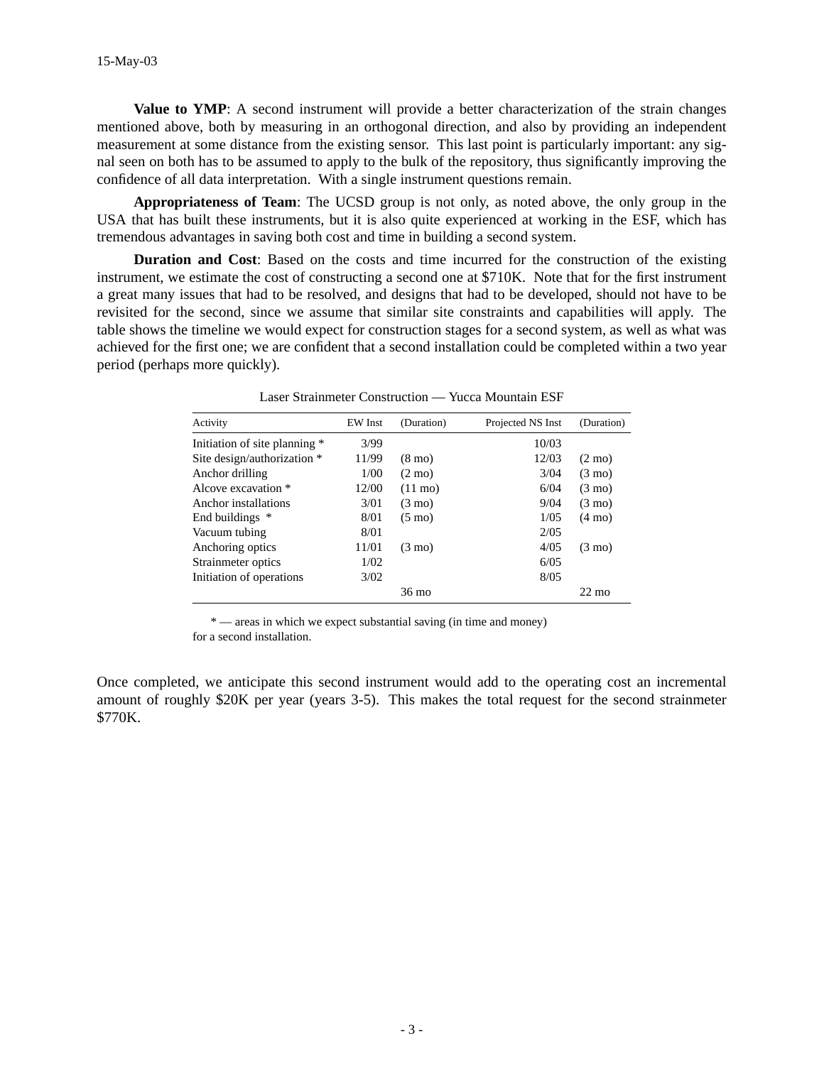**Value to YMP**: A second instrument will provide a better characterization of the strain changes mentioned above, both by measuring in an orthogonal direction, and also by providing an independent measurement at some distance from the existing sensor. This last point is particularly important: any signal seen on both has to be assumed to apply to the bulk of the repository, thus significantly improving the confidence of all data interpretation. With a single instrument questions remain.

**Appropriateness of Team**: The UCSD group is not only, as noted above, the only group in the USA that has built these instruments, but it is also quite experienced at working in the ESF, which has tremendous advantages in saving both cost and time in building a second system.

**Duration and Cost**: Based on the costs and time incurred for the construction of the existing instrument, we estimate the cost of constructing a second one at $710K. Note that for the first instrument a great many issues that had to be resolved, and designs that had to be developed, should not have to be revisited for the second, since we assume that similar site constraints and capabilities will apply. The table shows the timeline we would expect for construction stages for a second system, as well as what was achieved for the first one; we are confident that a second installation could be completed within a two year period (perhaps more quickly).

Laser Strainmeter Construction — Yucca Mountain ESF

| Activity | EW Inst | (Duration) | Projected NS Inst | (Duration) |
|---|---|---|---|---|
| Initiation of site planning * | 3/99 | | 10/03 | |
| Site design/authorization * | 11/99 | (8 mo) | 12/03 | (2 mo) |
| Anchor drilling | 1/00 | (2 mo) | 3/04 | (3 mo) |
| Alcove excavation * | 12/00 | (11 mo) | 6/04 | (3 mo) |
| Anchor installations | 3/01 | (3 mo) | 9/04 | (3 mo) |
| End buildings * | 8/01 | (5 mo) | 1/05 | (4 mo) |
| Vacuum tubing | 8/01 | | 2/05 | |
| Anchoring optics | 11/01 | (3 mo) | 4/05 | (3 mo) |
| Strainmeter optics | 1/02 | | 6/05 | |
| Initiation of operations | 3/02 | | 8/05 | |
| | | 36 mo | | 22 mo |

* — areas in which we expect substantial saving (in time and money) for a second installation.

Once completed, we anticipate this second instrument would add to the operating cost an incremental amount of roughly $20K per year (years 3-5). This makes the total request for the second strainmeter $770K.